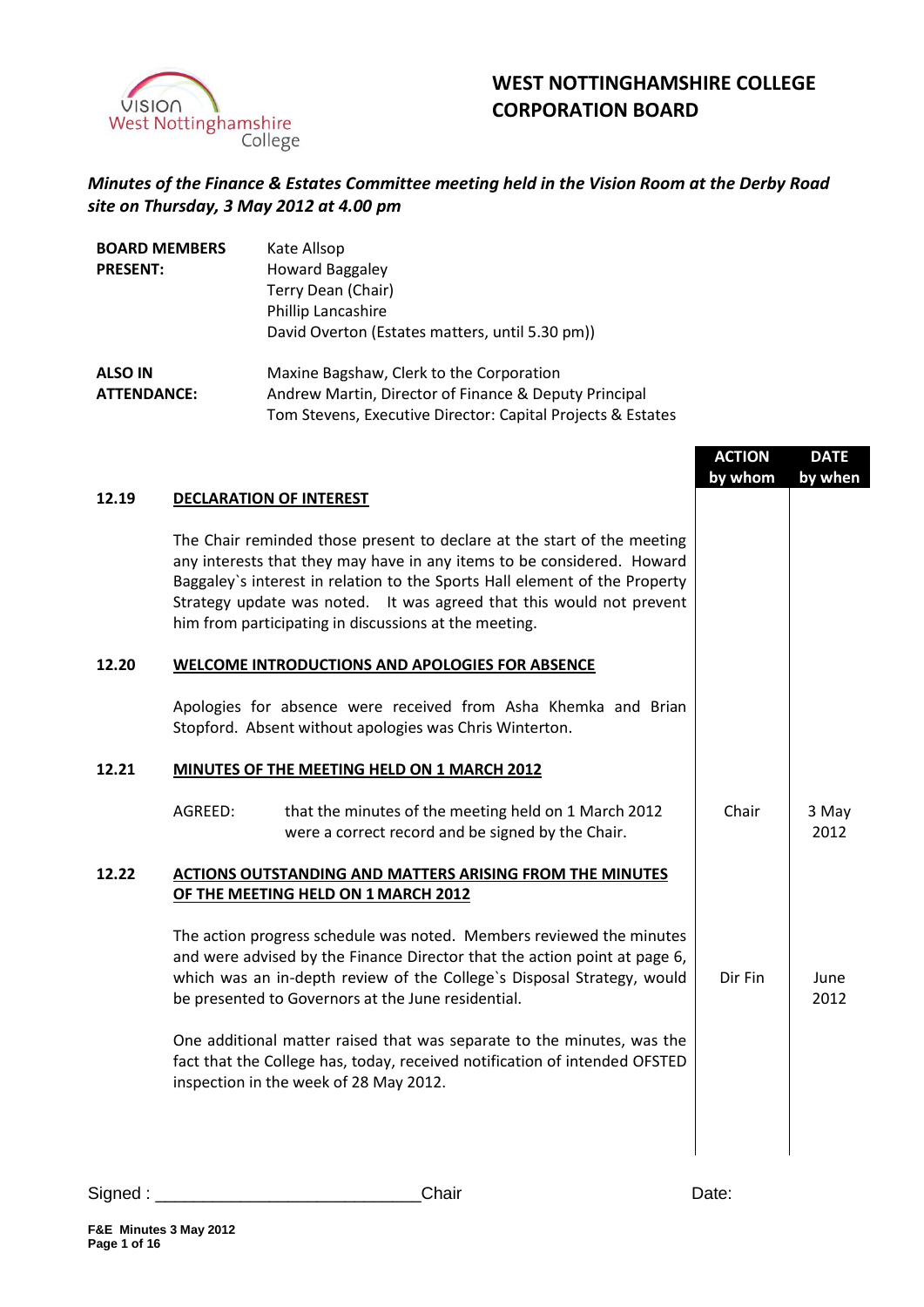# WEST NOTTINGHAMSHIRE COLLEGE CORPORATION BOARD

*Minutes of the Finance & Estates Committee meeting held in the Vision Room at the Derby Road site on Thursday, 3 May 2012 at 4.00 pm*

| | |
|---|---|
| **BOARD MEMBERS PRESENT:** | Kate Allsop<br>Howard Baggaley<br>Terry Dean (Chair)<br>Phillip Lancashire<br>David Overton (Estates matters, until 5.30 pm)) |
| **ALSO IN ATTENDANCE:** | Maxine Bagshaw, Clerk to the Corporation<br>Andrew Martin, Director of Finance & Deputy Principal<br>Tom Stevens, Executive Director: Capital Projects & Estates |

| | | ACTION by whom | DATE by when |
|---|---|---|---|
| **12.19** | **DECLARATION OF INTEREST** | | |
| | The Chair reminded those present to declare at the start of the meeting any interests that they may have in any items to be considered. Howard Baggaley`s interest in relation to the Sports Hall element of the Property Strategy update was noted. It was agreed that this would not prevent him from participating in discussions at the meeting. | | |
| **12.20** | **WELCOME INTRODUCTIONS AND APOLOGIES FOR ABSENCE** | | |
| | Apologies for absence were received from Asha Khemka and Brian Stopford. Absent without apologies was Chris Winterton. | | |
| **12.21** | **MINUTES OF THE MEETING HELD ON 1 MARCH 2012** | | |
| | AGREED: that the minutes of the meeting held on 1 March 2012 were a correct record and be signed by the Chair. | Chair | 3 May 2012 |
| **12.22** | **ACTIONS OUTSTANDING AND MATTERS ARISING FROM THE MINUTES OF THE MEETING HELD ON 1 MARCH 2012** | | |
| | The action progress schedule was noted. Members reviewed the minutes and were advised by the Finance Director that the action point at page 6, which was an in-depth review of the College`s Disposal Strategy, would be presented to Governors at the June residential. | Dir Fin | June 2012 |
| | One additional matter raised that was separate to the minutes, was the fact that the College has, today, received notification of intended OFSTED inspection in the week of 28 May 2012. | | |

Signed : ___________________________Chair Date: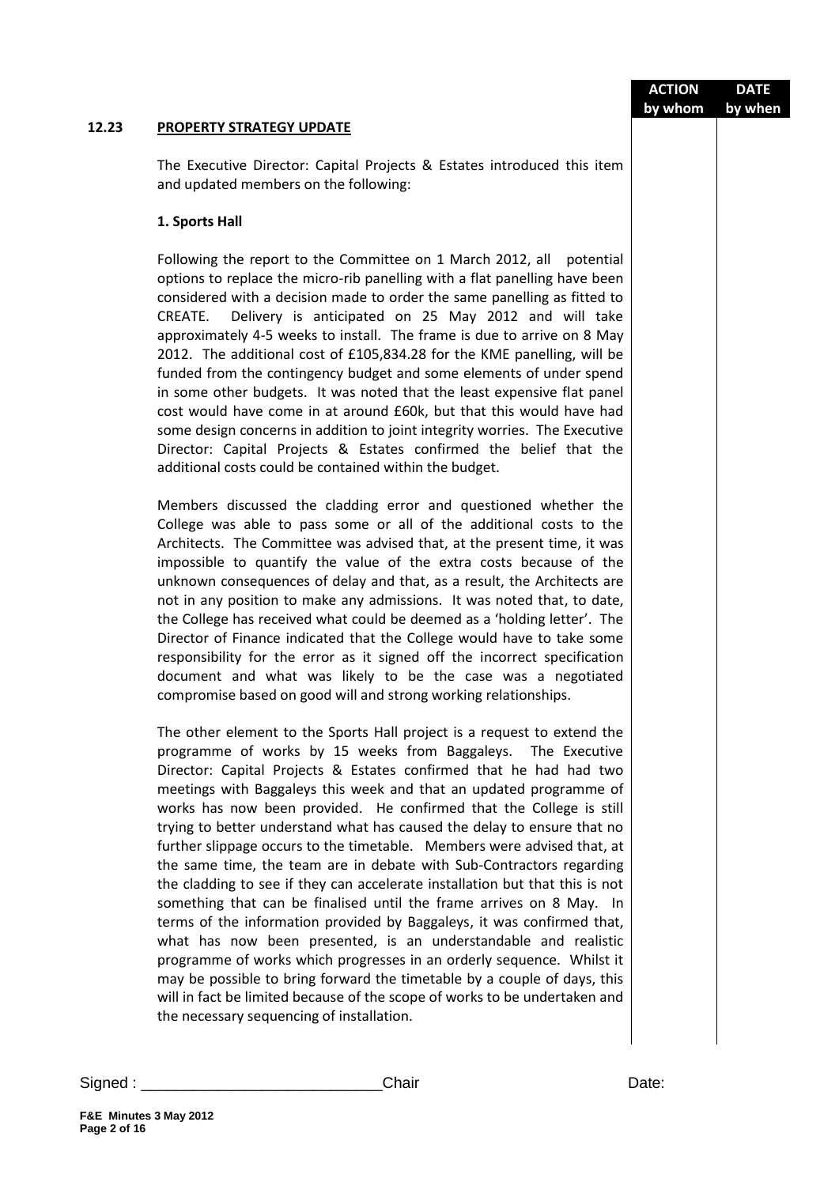| | | ACTION by whom | DATE by when |
|---|---|---|---|

## 12.23 PROPERTY STRATEGY UPDATE

The Executive Director: Capital Projects & Estates introduced this item and updated members on the following:

**1. Sports Hall**

Following the report to the Committee on 1 March 2012, all potential options to replace the micro-rib panelling with a flat panelling have been considered with a decision made to order the same panelling as fitted to CREATE. Delivery is anticipated on 25 May 2012 and will take approximately 4-5 weeks to install. The frame is due to arrive on 8 May 2012. The additional cost of £105,834.28 for the KME panelling, will be funded from the contingency budget and some elements of under spend in some other budgets. It was noted that the least expensive flat panel cost would have come in at around £60k, but that this would have had some design concerns in addition to joint integrity worries. The Executive Director: Capital Projects & Estates confirmed the belief that the additional costs could be contained within the budget.

Members discussed the cladding error and questioned whether the College was able to pass some or all of the additional costs to the Architects. The Committee was advised that, at the present time, it was impossible to quantify the value of the extra costs because of the unknown consequences of delay and that, as a result, the Architects are not in any position to make any admissions. It was noted that, to date, the College has received what could be deemed as a 'holding letter'. The Director of Finance indicated that the College would have to take some responsibility for the error as it signed off the incorrect specification document and what was likely to be the case was a negotiated compromise based on good will and strong working relationships.

The other element to the Sports Hall project is a request to extend the programme of works by 15 weeks from Baggaleys. The Executive Director: Capital Projects & Estates confirmed that he had had two meetings with Baggaleys this week and that an updated programme of works has now been provided. He confirmed that the College is still trying to better understand what has caused the delay to ensure that no further slippage occurs to the timetable. Members were advised that, at the same time, the team are in debate with Sub-Contractors regarding the cladding to see if they can accelerate installation but that this is not something that can be finalised until the frame arrives on 8 May. In terms of the information provided by Baggaleys, it was confirmed that, what has now been presented, is an understandable and realistic programme of works which progresses in an orderly sequence. Whilst it may be possible to bring forward the timetable by a couple of days, this will in fact be limited because of the scope of works to be undertaken and the necessary sequencing of installation.

Signed : ___________________________Chair Date: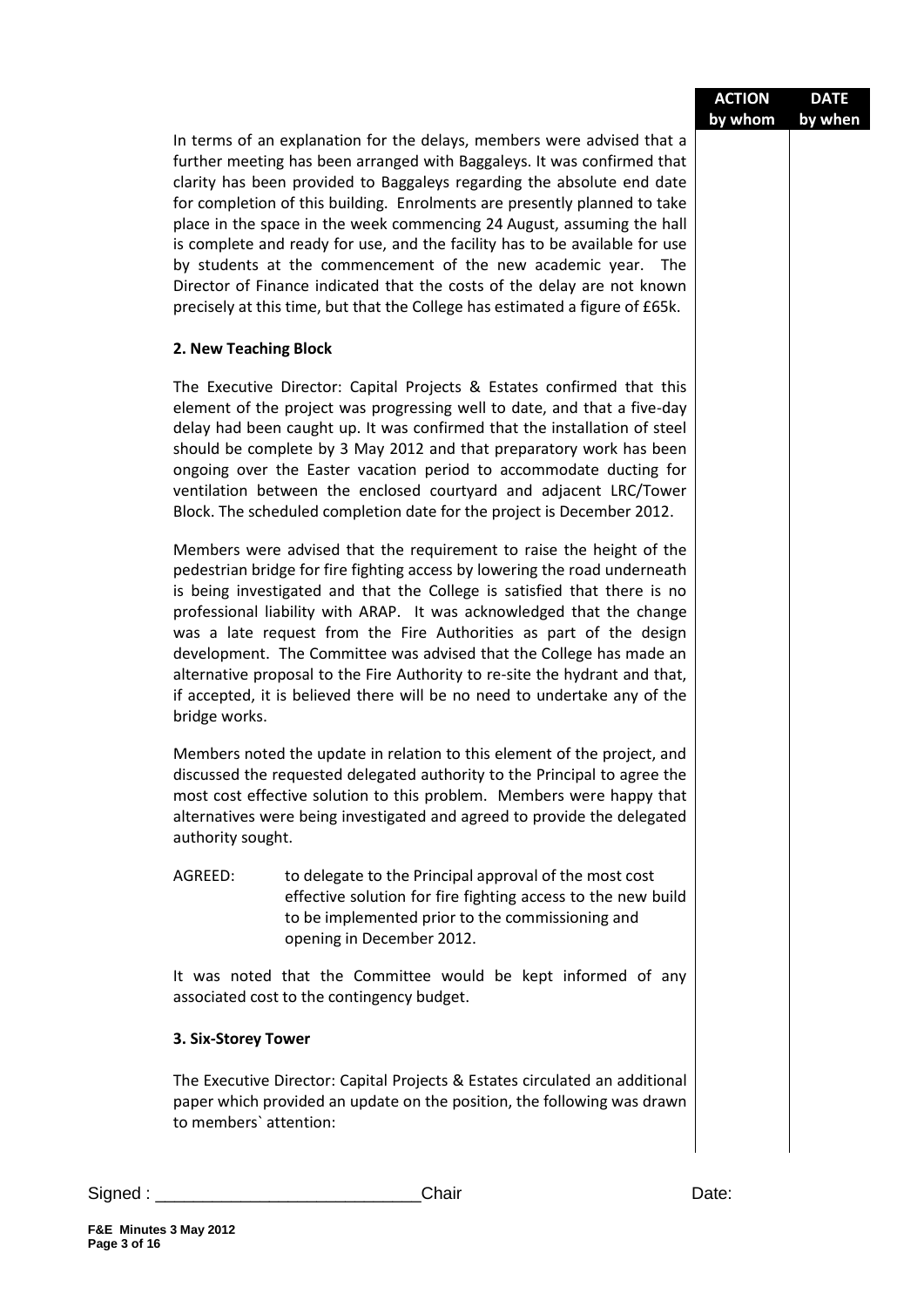| | ACTION by whom | DATE by when |
|---|---|---|

In terms of an explanation for the delays, members were advised that a further meeting has been arranged with Baggaleys. It was confirmed that clarity has been provided to Baggaleys regarding the absolute end date for completion of this building. Enrolments are presently planned to take place in the space in the week commencing 24 August, assuming the hall is complete and ready for use, and the facility has to be available for use by students at the commencement of the new academic year. The Director of Finance indicated that the costs of the delay are not known precisely at this time, but that the College has estimated a figure of £65k.

**2. New Teaching Block**

The Executive Director: Capital Projects & Estates confirmed that this element of the project was progressing well to date, and that a five-day delay had been caught up. It was confirmed that the installation of steel should be complete by 3 May 2012 and that preparatory work has been ongoing over the Easter vacation period to accommodate ducting for ventilation between the enclosed courtyard and adjacent LRC/Tower Block. The scheduled completion date for the project is December 2012.

Members were advised that the requirement to raise the height of the pedestrian bridge for fire fighting access by lowering the road underneath is being investigated and that the College is satisfied that there is no professional liability with ARAP. It was acknowledged that the change was a late request from the Fire Authorities as part of the design development. The Committee was advised that the College has made an alternative proposal to the Fire Authority to re-site the hydrant and that, if accepted, it is believed there will be no need to undertake any of the bridge works.

Members noted the update in relation to this element of the project, and discussed the requested delegated authority to the Principal to agree the most cost effective solution to this problem. Members were happy that alternatives were being investigated and agreed to provide the delegated authority sought.

AGREED: to delegate to the Principal approval of the most cost effective solution for fire fighting access to the new build to be implemented prior to the commissioning and opening in December 2012.

It was noted that the Committee would be kept informed of any associated cost to the contingency budget.

**3. Six-Storey Tower**

The Executive Director: Capital Projects & Estates circulated an additional paper which provided an update on the position, the following was drawn to members` attention:

Signed : ___________________________Chair Date: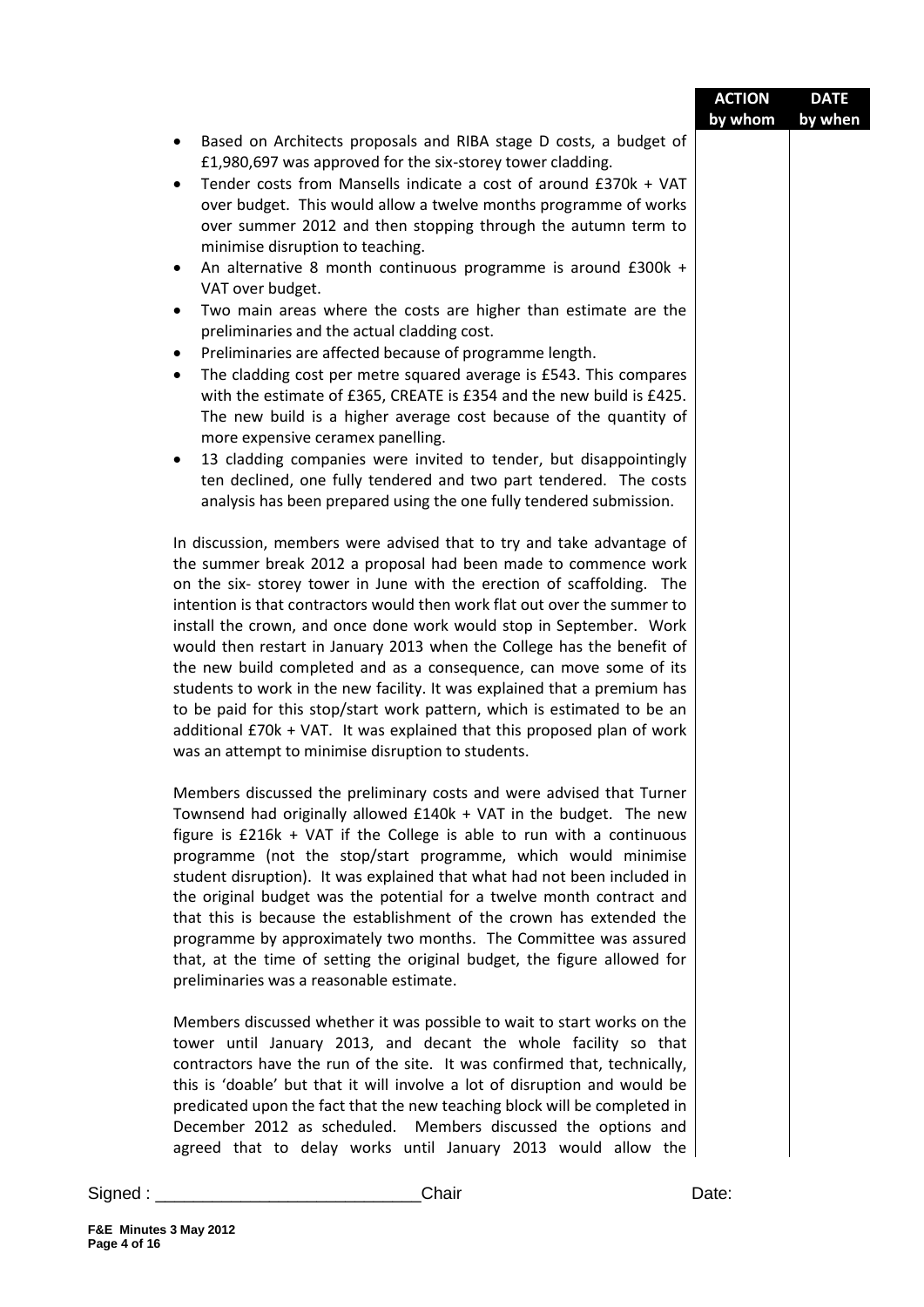| | ACTION by whom | DATE by when |
|---|---|---|

- Based on Architects proposals and RIBA stage D costs, a budget of £1,980,697 was approved for the six-storey tower cladding.
- Tender costs from Mansells indicate a cost of around £370k + VAT over budget. This would allow a twelve months programme of works over summer 2012 and then stopping through the autumn term to minimise disruption to teaching.
- An alternative 8 month continuous programme is around £300k + VAT over budget.
- Two main areas where the costs are higher than estimate are the preliminaries and the actual cladding cost.
- Preliminaries are affected because of programme length.
- The cladding cost per metre squared average is £543. This compares with the estimate of £365, CREATE is £354 and the new build is £425. The new build is a higher average cost because of the quantity of more expensive ceramex panelling.
- 13 cladding companies were invited to tender, but disappointingly ten declined, one fully tendered and two part tendered. The costs analysis has been prepared using the one fully tendered submission.

In discussion, members were advised that to try and take advantage of the summer break 2012 a proposal had been made to commence work on the six- storey tower in June with the erection of scaffolding. The intention is that contractors would then work flat out over the summer to install the crown, and once done work would stop in September. Work would then restart in January 2013 when the College has the benefit of the new build completed and as a consequence, can move some of its students to work in the new facility. It was explained that a premium has to be paid for this stop/start work pattern, which is estimated to be an additional £70k + VAT. It was explained that this proposed plan of work was an attempt to minimise disruption to students.

Members discussed the preliminary costs and were advised that Turner Townsend had originally allowed £140k + VAT in the budget. The new figure is £216k + VAT if the College is able to run with a continuous programme (not the stop/start programme, which would minimise student disruption). It was explained that what had not been included in the original budget was the potential for a twelve month contract and that this is because the establishment of the crown has extended the programme by approximately two months. The Committee was assured that, at the time of setting the original budget, the figure allowed for preliminaries was a reasonable estimate.

Members discussed whether it was possible to wait to start works on the tower until January 2013, and decant the whole facility so that contractors have the run of the site. It was confirmed that, technically, this is 'doable' but that it will involve a lot of disruption and would be predicated upon the fact that the new teaching block will be completed in December 2012 as scheduled. Members discussed the options and agreed that to delay works until January 2013 would allow the

Signed : ___________________________Chair Date: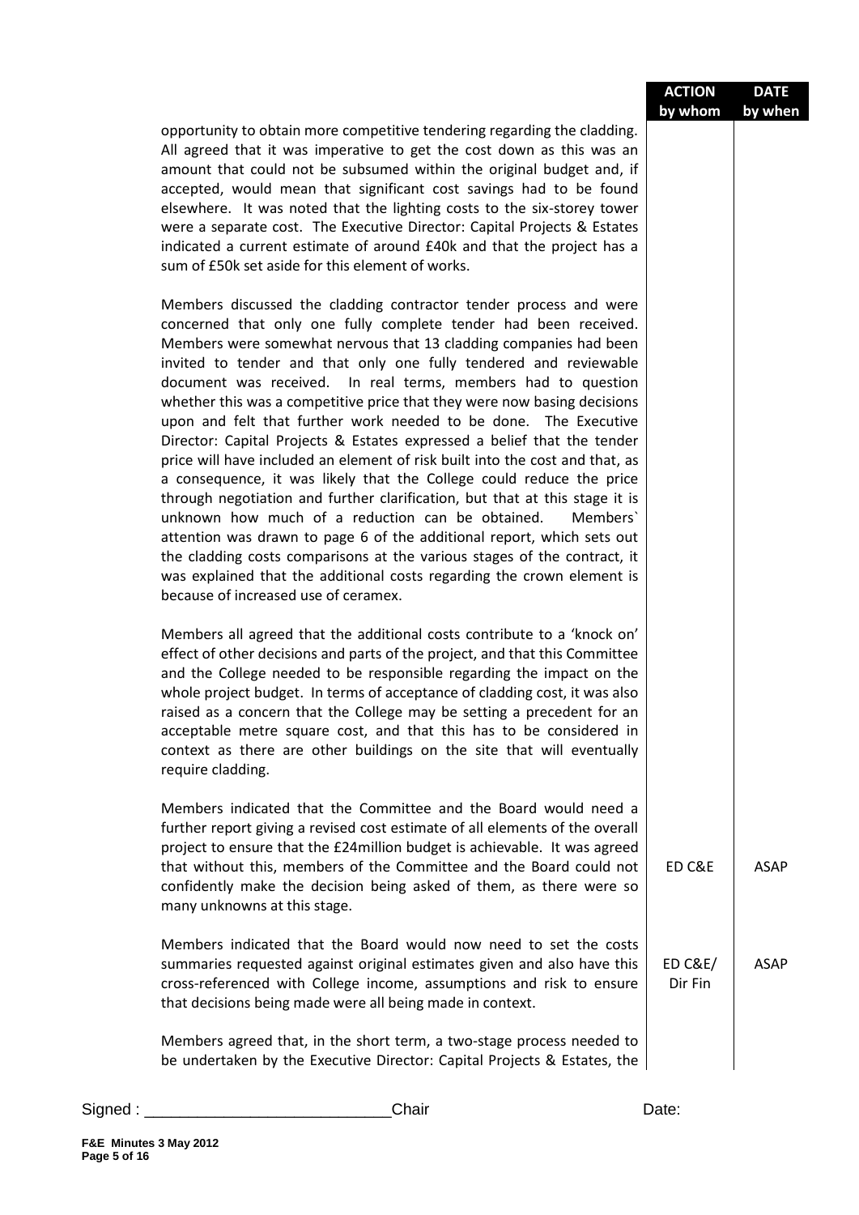| | ACTION by whom | DATE by when |
|---|---|---|
| opportunity to obtain more competitive tendering regarding the cladding. All agreed that it was imperative to get the cost down as this was an amount that could not be subsumed within the original budget and, if accepted, would mean that significant cost savings had to be found elsewhere. It was noted that the lighting costs to the six-storey tower were a separate cost. The Executive Director: Capital Projects & Estates indicated a current estimate of around £40k and that the project has a sum of £50k set aside for this element of works. | | |
| Members discussed the cladding contractor tender process and were concerned that only one fully complete tender had been received. Members were somewhat nervous that 13 cladding companies had been invited to tender and that only one fully tendered and reviewable document was received. In real terms, members had to question whether this was a competitive price that they were now basing decisions upon and felt that further work needed to be done. The Executive Director: Capital Projects & Estates expressed a belief that the tender price will have included an element of risk built into the cost and that, as a consequence, it was likely that the College could reduce the price through negotiation and further clarification, but that at this stage it is unknown how much of a reduction can be obtained. Members` attention was drawn to page 6 of the additional report, which sets out the cladding costs comparisons at the various stages of the contract, it was explained that the additional costs regarding the crown element is because of increased use of ceramex. | | |
| Members all agreed that the additional costs contribute to a 'knock on' effect of other decisions and parts of the project, and that this Committee and the College needed to be responsible regarding the impact on the whole project budget. In terms of acceptance of cladding cost, it was also raised as a concern that the College may be setting a precedent for an acceptable metre square cost, and that this has to be considered in context as there are other buildings on the site that will eventually require cladding. | | |
| Members indicated that the Committee and the Board would need a further report giving a revised cost estimate of all elements of the overall project to ensure that the £24million budget is achievable. It was agreed that without this, members of the Committee and the Board could not confidently make the decision being asked of them, as there were so many unknowns at this stage. | ED C&E | ASAP |
| Members indicated that the Board would now need to set the costs summaries requested against original estimates given and also have this cross-referenced with College income, assumptions and risk to ensure that decisions being made were all being made in context. | ED C&E/ Dir Fin | ASAP |
| Members agreed that, in the short term, a two-stage process needed to be undertaken by the Executive Director: Capital Projects & Estates, the | | |

Signed : ___________________________Chair Date: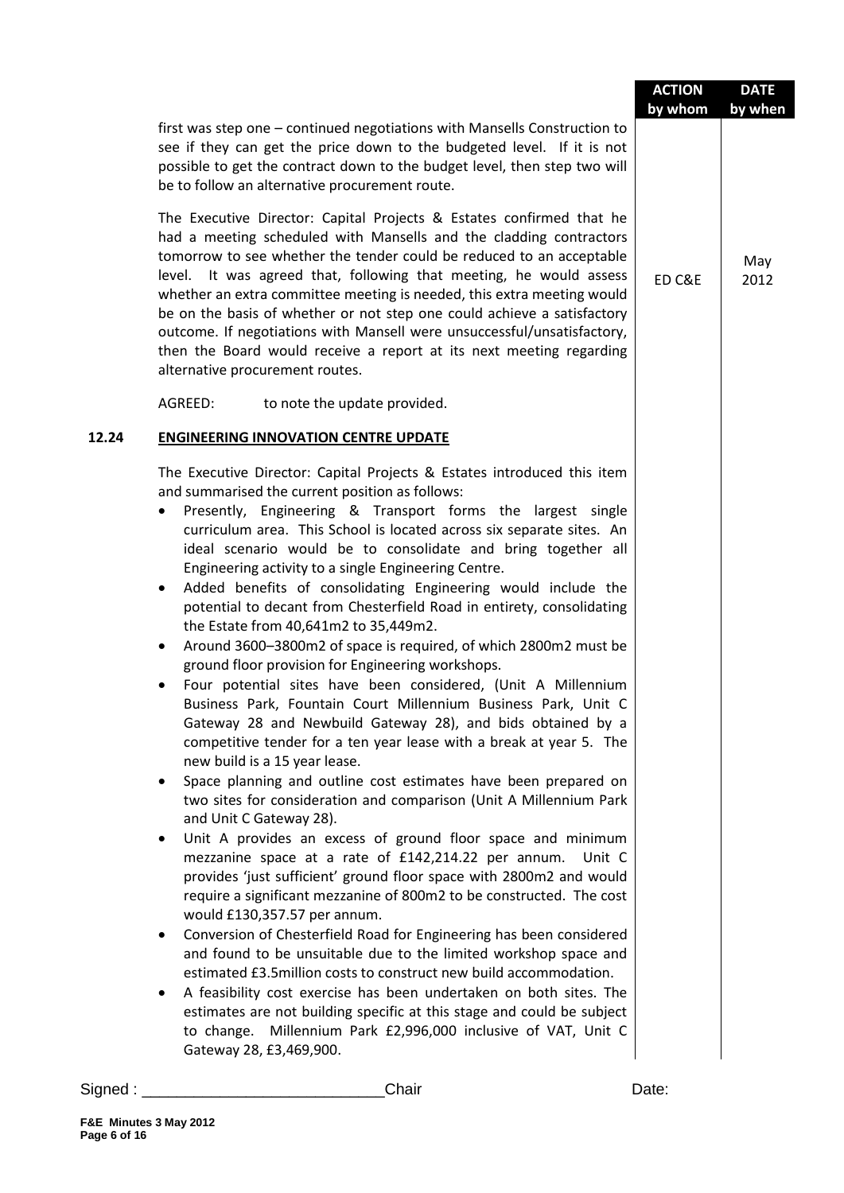| | | ACTION by whom | DATE by when |
|---|---|---|---|
| | first was step one – continued negotiations with Mansells Construction to see if they can get the price down to the budgeted level. If it is not possible to get the contract down to the budget level, then step two will be to follow an alternative procurement route. | | |
| | The Executive Director: Capital Projects & Estates confirmed that he had a meeting scheduled with Mansells and the cladding contractors tomorrow to see whether the tender could be reduced to an acceptable level. It was agreed that, following that meeting, he would assess whether an extra committee meeting is needed, this extra meeting would be on the basis of whether or not step one could achieve a satisfactory outcome. If negotiations with Mansell were unsuccessful/unsatisfactory, then the Board would receive a report at its next meeting regarding alternative procurement routes. | ED C&E | May 2012 |
| | AGREED: to note the update provided. | | |

**12.24 ENGINEERING INNOVATION CENTRE UPDATE**

The Executive Director: Capital Projects & Estates introduced this item and summarised the current position as follows:

- Presently, Engineering & Transport forms the largest single curriculum area. This School is located across six separate sites. An ideal scenario would be to consolidate and bring together all Engineering activity to a single Engineering Centre.
- Added benefits of consolidating Engineering would include the potential to decant from Chesterfield Road in entirety, consolidating the Estate from 40,641m2 to 35,449m2.
- Around 3600–3800m2 of space is required, of which 2800m2 must be ground floor provision for Engineering workshops.
- Four potential sites have been considered, (Unit A Millennium Business Park, Fountain Court Millennium Business Park, Unit C Gateway 28 and Newbuild Gateway 28), and bids obtained by a competitive tender for a ten year lease with a break at year 5. The new build is a 15 year lease.
- Space planning and outline cost estimates have been prepared on two sites for consideration and comparison (Unit A Millennium Park and Unit C Gateway 28).
- Unit A provides an excess of ground floor space and minimum mezzanine space at a rate of £142,214.22 per annum. Unit C provides 'just sufficient' ground floor space with 2800m2 and would require a significant mezzanine of 800m2 to be constructed. The cost would £130,357.57 per annum.
- Conversion of Chesterfield Road for Engineering has been considered and found to be unsuitable due to the limited workshop space and estimated £3.5million costs to construct new build accommodation.
- A feasibility cost exercise has been undertaken on both sites. The estimates are not building specific at this stage and could be subject to change. Millennium Park £2,996,000 inclusive of VAT, Unit C Gateway 28, £3,469,900.

Signed : ___________________________Chair Date:

F&E Minutes 3 May 2012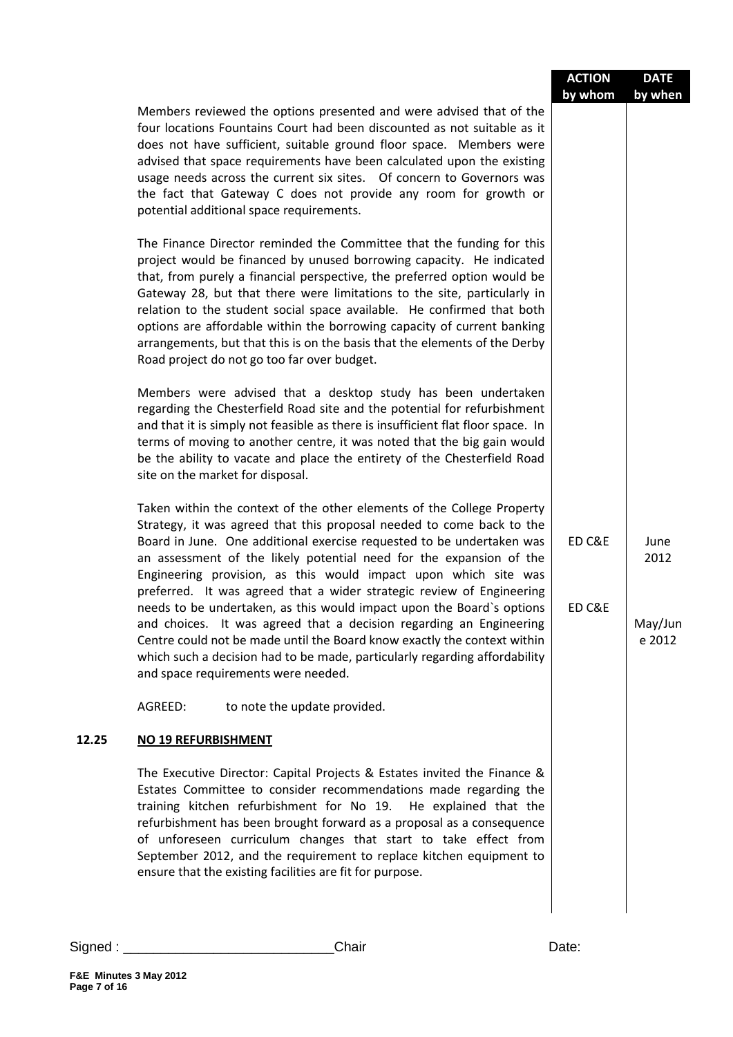| | | ACTION by whom | DATE by when |
|---|---|---|---|
| | Members reviewed the options presented and were advised that of the four locations Fountains Court had been discounted as not suitable as it does not have sufficient, suitable ground floor space. Members were advised that space requirements have been calculated upon the existing usage needs across the current six sites. Of concern to Governors was the fact that Gateway C does not provide any room for growth or potential additional space requirements. | | |
| | The Finance Director reminded the Committee that the funding for this project would be financed by unused borrowing capacity. He indicated that, from purely a financial perspective, the preferred option would be Gateway 28, but that there were limitations to the site, particularly in relation to the student social space available. He confirmed that both options are affordable within the borrowing capacity of current banking arrangements, but that this is on the basis that the elements of the Derby Road project do not go too far over budget. | | |
| | Members were advised that a desktop study has been undertaken regarding the Chesterfield Road site and the potential for refurbishment and that it is simply not feasible as there is insufficient flat floor space. In terms of moving to another centre, it was noted that the big gain would be the ability to vacate and place the entirety of the Chesterfield Road site on the market for disposal. | | |
| | Taken within the context of the other elements of the College Property Strategy, it was agreed that this proposal needed to come back to the Board in June. One additional exercise requested to be undertaken was an assessment of the likely potential need for the expansion of the Engineering provision, as this would impact upon which site was preferred. It was agreed that a wider strategic review of Engineering needs to be undertaken, as this would impact upon the Board`s options and choices. It was agreed that a decision regarding an Engineering Centre could not be made until the Board know exactly the context within which such a decision had to be made, particularly regarding affordability and space requirements were needed. | ED C&E<br><br>ED C&E | June 2012<br><br>May/June 2012 |
| | AGREED: to note the update provided. | | |
| **12.25** | **NO 19 REFURBISHMENT** | | |
| | The Executive Director: Capital Projects & Estates invited the Finance & Estates Committee to consider recommendations made regarding the training kitchen refurbishment for No 19. He explained that the refurbishment has been brought forward as a proposal as a consequence of unforeseen curriculum changes that start to take effect from September 2012, and the requirement to replace kitchen equipment to ensure that the existing facilities are fit for purpose. | | |

Signed : ___________________________Chair Date:

F&E Minutes 3 May 2012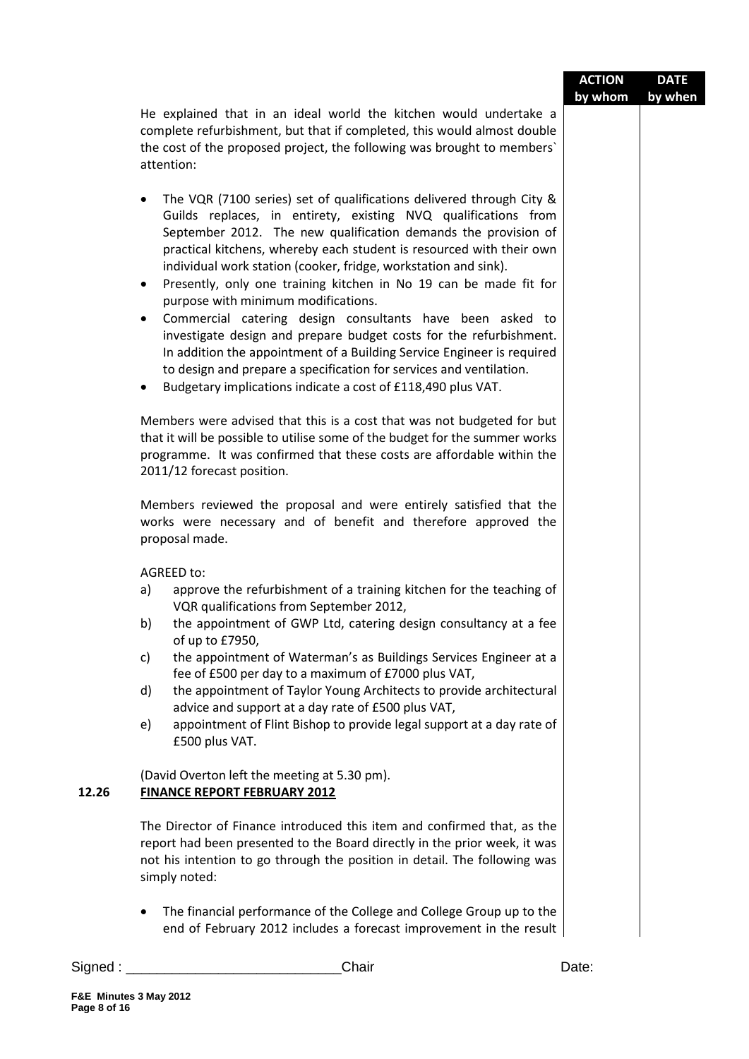| | | ACTION by whom | DATE by when |
|---|---|---|---|

He explained that in an ideal world the kitchen would undertake a complete refurbishment, but that if completed, this would almost double the cost of the proposed project, the following was brought to members` attention:

- The VQR (7100 series) set of qualifications delivered through City & Guilds replaces, in entirety, existing NVQ qualifications from September 2012. The new qualification demands the provision of practical kitchens, whereby each student is resourced with their own individual work station (cooker, fridge, workstation and sink).
- Presently, only one training kitchen in No 19 can be made fit for purpose with minimum modifications.
- Commercial catering design consultants have been asked to investigate design and prepare budget costs for the refurbishment. In addition the appointment of a Building Service Engineer is required to design and prepare a specification for services and ventilation.
- Budgetary implications indicate a cost of £118,490 plus VAT.

Members were advised that this is a cost that was not budgeted for but that it will be possible to utilise some of the budget for the summer works programme. It was confirmed that these costs are affordable within the 2011/12 forecast position.

Members reviewed the proposal and were entirely satisfied that the works were necessary and of benefit and therefore approved the proposal made.

AGREED to:

a) approve the refurbishment of a training kitchen for the teaching of VQR qualifications from September 2012,
b) the appointment of GWP Ltd, catering design consultancy at a fee of up to £7950,
c) the appointment of Waterman's as Buildings Services Engineer at a fee of £500 per day to a maximum of £7000 plus VAT,
d) the appointment of Taylor Young Architects to provide architectural advice and support at a day rate of £500 plus VAT,
e) appointment of Flint Bishop to provide legal support at a day rate of £500 plus VAT.

(David Overton left the meeting at 5.30 pm).

**12.26 FINANCE REPORT FEBRUARY 2012**

The Director of Finance introduced this item and confirmed that, as the report had been presented to the Board directly in the prior week, it was not his intention to go through the position in detail. The following was simply noted:

- The financial performance of the College and College Group up to the end of February 2012 includes a forecast improvement in the result

Signed : ____________________________Chair Date: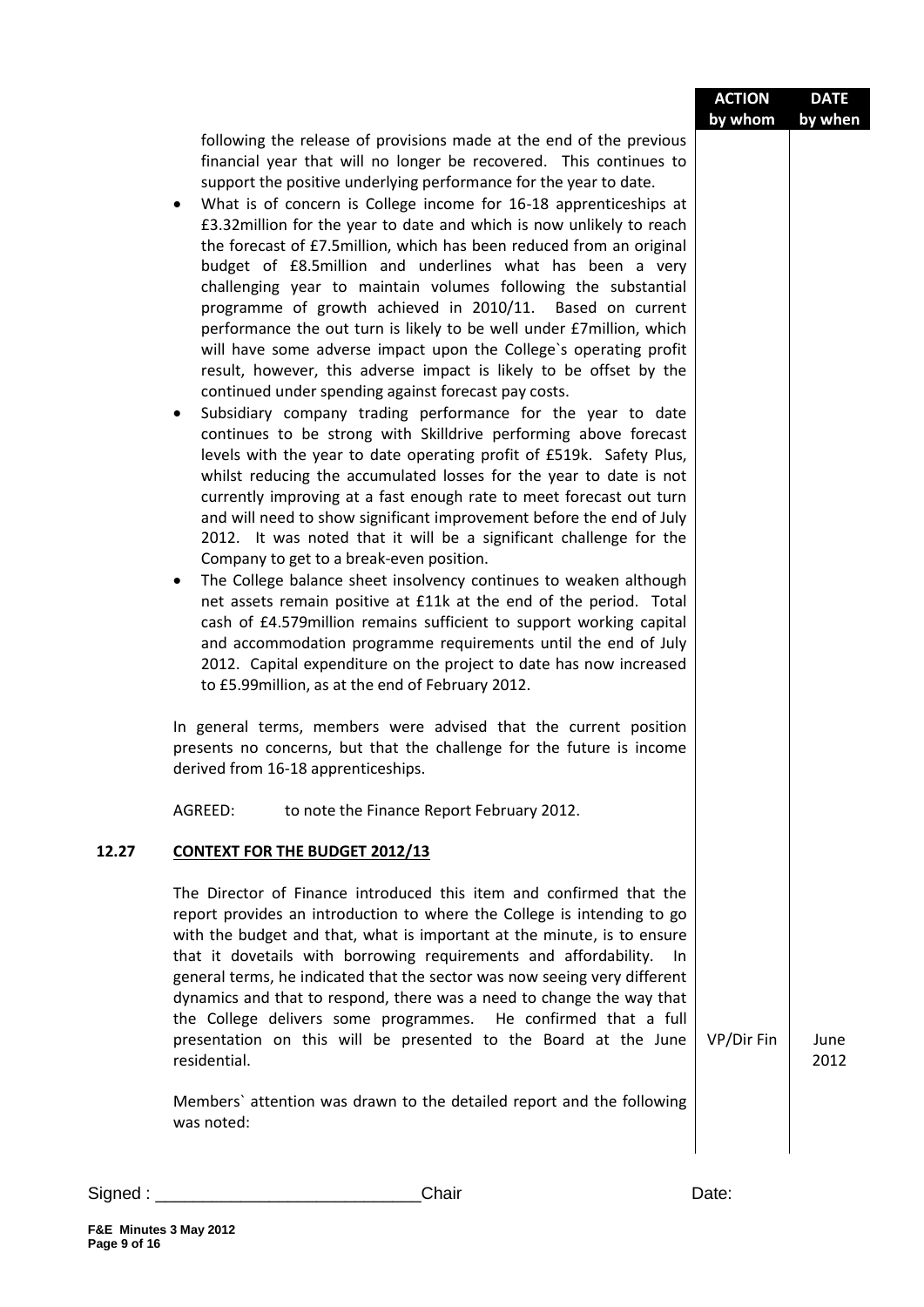| | | ACTION by whom | DATE by when |
|---|---|---|---|
| | following the release of provisions made at the end of the previous financial year that will no longer be recovered. This continues to support the positive underlying performance for the year to date. | | |
| | • What is of concern is College income for 16-18 apprenticeships at £3.32million for the year to date and which is now unlikely to reach the forecast of £7.5million, which has been reduced from an original budget of £8.5million and underlines what has been a very challenging year to maintain volumes following the substantial programme of growth achieved in 2010/11. Based on current performance the out turn is likely to be well under £7million, which will have some adverse impact upon the College`s operating profit result, however, this adverse impact is likely to be offset by the continued under spending against forecast pay costs. | | |
| | • Subsidiary company trading performance for the year to date continues to be strong with Skilldrive performing above forecast levels with the year to date operating profit of £519k. Safety Plus, whilst reducing the accumulated losses for the year to date is not currently improving at a fast enough rate to meet forecast out turn and will need to show significant improvement before the end of July 2012. It was noted that it will be a significant challenge for the Company to get to a break-even position. | | |
| | • The College balance sheet insolvency continues to weaken although net assets remain positive at £11k at the end of the period. Total cash of £4.579million remains sufficient to support working capital and accommodation programme requirements until the end of July 2012. Capital expenditure on the project to date has now increased to £5.99million, as at the end of February 2012. | | |
| | In general terms, members were advised that the current position presents no concerns, but that the challenge for the future is income derived from 16-18 apprenticeships. | | |
| | AGREED: to note the Finance Report February 2012. | | |
| **12.27** | **CONTEXT FOR THE BUDGET 2012/13** | | |
| | The Director of Finance introduced this item and confirmed that the report provides an introduction to where the College is intending to go with the budget and that, what is important at the minute, is to ensure that it dovetails with borrowing requirements and affordability. In general terms, he indicated that the sector was now seeing very different dynamics and that to respond, there was a need to change the way that the College delivers some programmes. He confirmed that a full presentation on this will be presented to the Board at the June residential. | VP/Dir Fin | June 2012 |
| | Members` attention was drawn to the detailed report and the following was noted: | | |

Signed : \_\_\_\_\_\_\_\_\_\_\_\_\_\_\_\_\_\_\_\_\_\_\_\_\_\_\_\_Chair Date: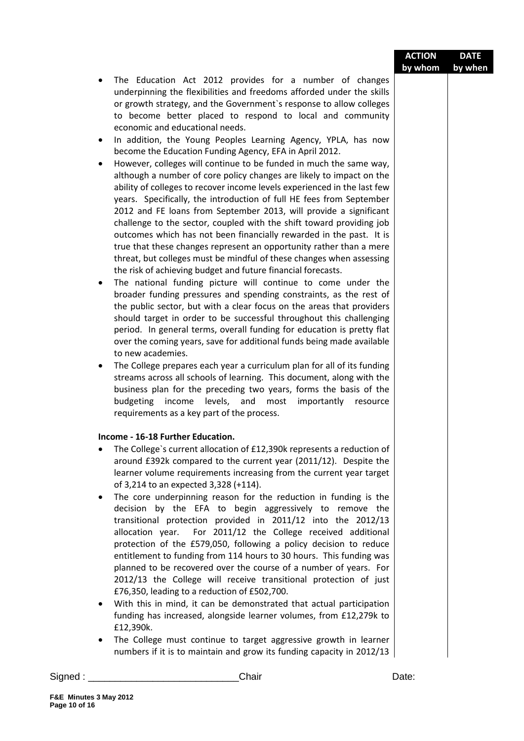- The Education Act 2012 provides for a number of changes underpinning the flexibilities and freedoms afforded under the skills or growth strategy, and the Government`s response to allow colleges to become better placed to respond to local and community economic and educational needs.
- In addition, the Young Peoples Learning Agency, YPLA, has now become the Education Funding Agency, EFA in April 2012.
- However, colleges will continue to be funded in much the same way, although a number of core policy changes are likely to impact on the ability of colleges to recover income levels experienced in the last few years. Specifically, the introduction of full HE fees from September 2012 and FE loans from September 2013, will provide a significant challenge to the sector, coupled with the shift toward providing job outcomes which has not been financially rewarded in the past. It is true that these changes represent an opportunity rather than a mere threat, but colleges must be mindful of these changes when assessing the risk of achieving budget and future financial forecasts.
- The national funding picture will continue to come under the broader funding pressures and spending constraints, as the rest of the public sector, but with a clear focus on the areas that providers should target in order to be successful throughout this challenging period. In general terms, overall funding for education is pretty flat over the coming years, save for additional funds being made available to new academies.
- The College prepares each year a curriculum plan for all of its funding streams across all schools of learning. This document, along with the business plan for the preceding two years, forms the basis of the budgeting income levels, and most importantly resource requirements as a key part of the process.

**Income - 16-18 Further Education.**

- The College`s current allocation of £12,390k represents a reduction of around £392k compared to the current year (2011/12). Despite the learner volume requirements increasing from the current year target of 3,214 to an expected 3,328 (+114).
- The core underpinning reason for the reduction in funding is the decision by the EFA to begin aggressively to remove the transitional protection provided in 2011/12 into the 2012/13 allocation year. For 2011/12 the College received additional protection of the £579,050, following a policy decision to reduce entitlement to funding from 114 hours to 30 hours. This funding was planned to be recovered over the course of a number of years. For 2012/13 the College will receive transitional protection of just £76,350, leading to a reduction of £502,700.
- With this in mind, it can be demonstrated that actual participation funding has increased, alongside learner volumes, from £12,279k to £12,390k.
- The College must continue to target aggressive growth in learner numbers if it is to maintain and grow its funding capacity in 2012/13

Signed : ___________________________Chair Date: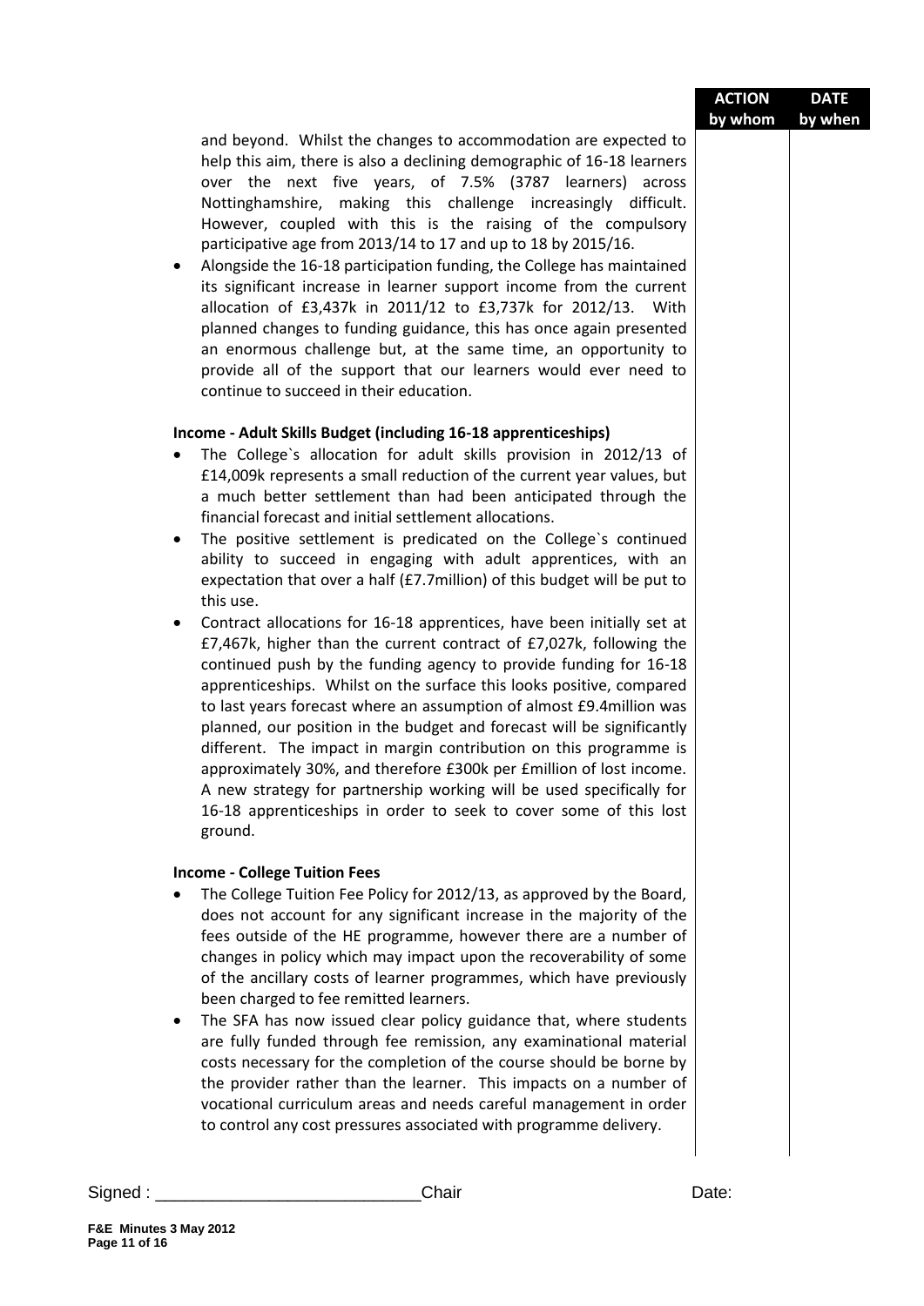and beyond. Whilst the changes to accommodation are expected to help this aim, there is also a declining demographic of 16-18 learners over the next five years, of 7.5% (3787 learners) across Nottinghamshire, making this challenge increasingly difficult. However, coupled with this is the raising of the compulsory participative age from 2013/14 to 17 and up to 18 by 2015/16.

- Alongside the 16-18 participation funding, the College has maintained its significant increase in learner support income from the current allocation of £3,437k in 2011/12 to £3,737k for 2012/13. With planned changes to funding guidance, this has once again presented an enormous challenge but, at the same time, an opportunity to provide all of the support that our learners would ever need to continue to succeed in their education.

**Income - Adult Skills Budget (including 16-18 apprenticeships)**

- The College`s allocation for adult skills provision in 2012/13 of £14,009k represents a small reduction of the current year values, but a much better settlement than had been anticipated through the financial forecast and initial settlement allocations.
- The positive settlement is predicated on the College`s continued ability to succeed in engaging with adult apprentices, with an expectation that over a half (£7.7million) of this budget will be put to this use.
- Contract allocations for 16-18 apprentices, have been initially set at £7,467k, higher than the current contract of £7,027k, following the continued push by the funding agency to provide funding for 16-18 apprenticeships. Whilst on the surface this looks positive, compared to last years forecast where an assumption of almost £9.4million was planned, our position in the budget and forecast will be significantly different. The impact in margin contribution on this programme is approximately 30%, and therefore £300k per £million of lost income. A new strategy for partnership working will be used specifically for 16-18 apprenticeships in order to seek to cover some of this lost ground.

**Income - College Tuition Fees**

- The College Tuition Fee Policy for 2012/13, as approved by the Board, does not account for any significant increase in the majority of the fees outside of the HE programme, however there are a number of changes in policy which may impact upon the recoverability of some of the ancillary costs of learner programmes, which have previously been charged to fee remitted learners.
- The SFA has now issued clear policy guidance that, where students are fully funded through fee remission, any examinational material costs necessary for the completion of the course should be borne by the provider rather than the learner. This impacts on a number of vocational curriculum areas and needs careful management in order to control any cost pressures associated with programme delivery.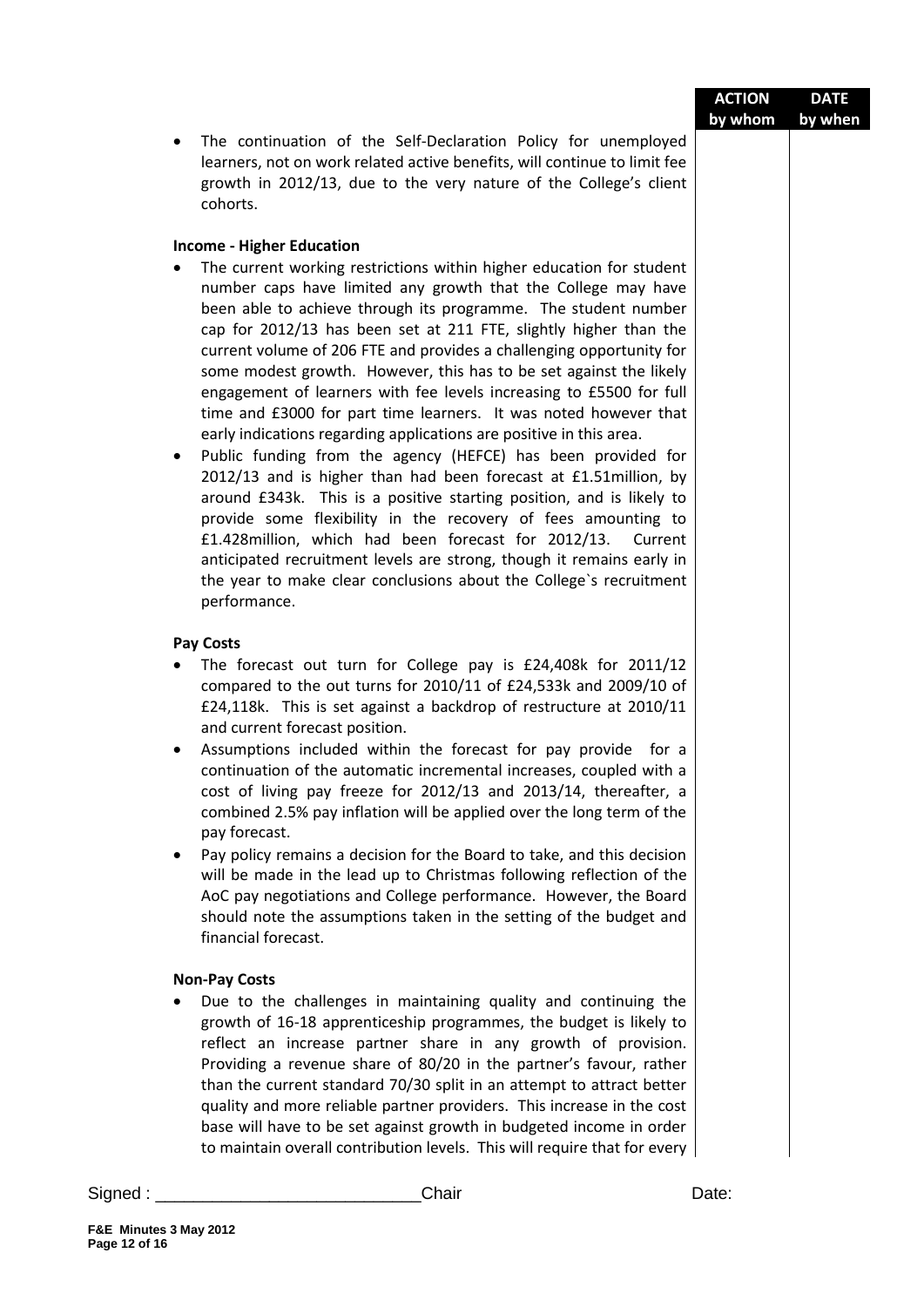| | ACTION by whom | DATE by when |
|---|---|---|
| | | |

- The continuation of the Self-Declaration Policy for unemployed learners, not on work related active benefits, will continue to limit fee growth in 2012/13, due to the very nature of the College's client cohorts.

**Income - Higher Education**

- The current working restrictions within higher education for student number caps have limited any growth that the College may have been able to achieve through its programme. The student number cap for 2012/13 has been set at 211 FTE, slightly higher than the current volume of 206 FTE and provides a challenging opportunity for some modest growth. However, this has to be set against the likely engagement of learners with fee levels increasing to £5500 for full time and £3000 for part time learners. It was noted however that early indications regarding applications are positive in this area.
- Public funding from the agency (HEFCE) has been provided for 2012/13 and is higher than had been forecast at £1.51million, by around £343k. This is a positive starting position, and is likely to provide some flexibility in the recovery of fees amounting to £1.428million, which had been forecast for 2012/13. Current anticipated recruitment levels are strong, though it remains early in the year to make clear conclusions about the College`s recruitment performance.

**Pay Costs**

- The forecast out turn for College pay is £24,408k for 2011/12 compared to the out turns for 2010/11 of £24,533k and 2009/10 of £24,118k. This is set against a backdrop of restructure at 2010/11 and current forecast position.
- Assumptions included within the forecast for pay provide for a continuation of the automatic incremental increases, coupled with a cost of living pay freeze for 2012/13 and 2013/14, thereafter, a combined 2.5% pay inflation will be applied over the long term of the pay forecast.
- Pay policy remains a decision for the Board to take, and this decision will be made in the lead up to Christmas following reflection of the AoC pay negotiations and College performance. However, the Board should note the assumptions taken in the setting of the budget and financial forecast.

**Non-Pay Costs**

- Due to the challenges in maintaining quality and continuing the growth of 16-18 apprenticeship programmes, the budget is likely to reflect an increase partner share in any growth of provision. Providing a revenue share of 80/20 in the partner's favour, rather than the current standard 70/30 split in an attempt to attract better quality and more reliable partner providers. This increase in the cost base will have to be set against growth in budgeted income in order to maintain overall contribution levels. This will require that for every

Signed : ___________________________Chair Date:

F&E Minutes 3 May 2012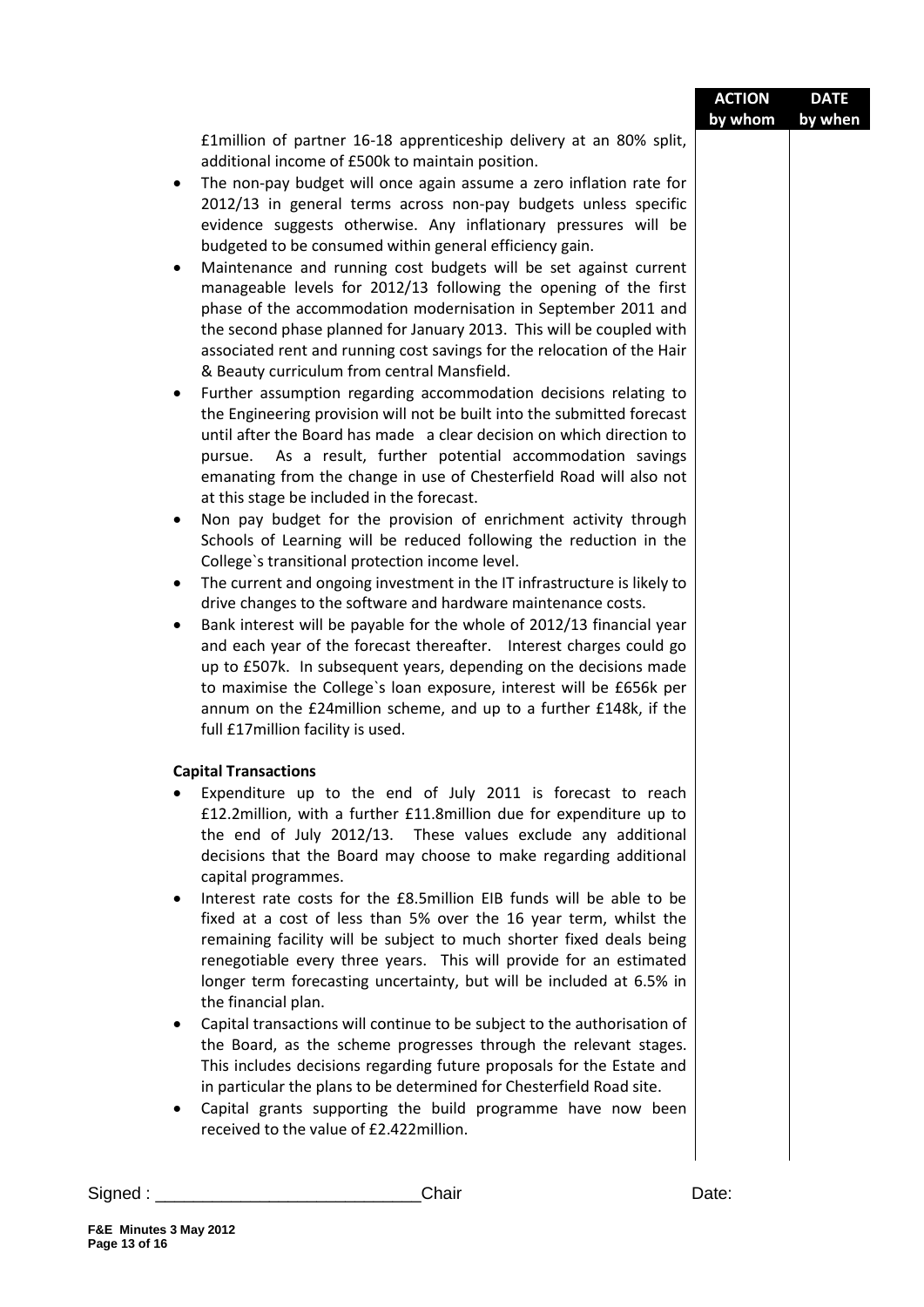| | ACTION by whom | DATE by when |
|---|---|---|

£1million of partner 16-18 apprenticeship delivery at an 80% split, additional income of £500k to maintain position.

- The non-pay budget will once again assume a zero inflation rate for 2012/13 in general terms across non-pay budgets unless specific evidence suggests otherwise. Any inflationary pressures will be budgeted to be consumed within general efficiency gain.
- Maintenance and running cost budgets will be set against current manageable levels for 2012/13 following the opening of the first phase of the accommodation modernisation in September 2011 and the second phase planned for January 2013. This will be coupled with associated rent and running cost savings for the relocation of the Hair & Beauty curriculum from central Mansfield.
- Further assumption regarding accommodation decisions relating to the Engineering provision will not be built into the submitted forecast until after the Board has made a clear decision on which direction to pursue. As a result, further potential accommodation savings emanating from the change in use of Chesterfield Road will also not at this stage be included in the forecast.
- Non pay budget for the provision of enrichment activity through Schools of Learning will be reduced following the reduction in the College`s transitional protection income level.
- The current and ongoing investment in the IT infrastructure is likely to drive changes to the software and hardware maintenance costs.
- Bank interest will be payable for the whole of 2012/13 financial year and each year of the forecast thereafter. Interest charges could go up to £507k. In subsequent years, depending on the decisions made to maximise the College`s loan exposure, interest will be £656k per annum on the £24million scheme, and up to a further £148k, if the full £17million facility is used.

**Capital Transactions**

- Expenditure up to the end of July 2011 is forecast to reach £12.2million, with a further £11.8million due for expenditure up to the end of July 2012/13. These values exclude any additional decisions that the Board may choose to make regarding additional capital programmes.
- Interest rate costs for the £8.5million EIB funds will be able to be fixed at a cost of less than 5% over the 16 year term, whilst the remaining facility will be subject to much shorter fixed deals being renegotiable every three years. This will provide for an estimated longer term forecasting uncertainty, but will be included at 6.5% in the financial plan.
- Capital transactions will continue to be subject to the authorisation of the Board, as the scheme progresses through the relevant stages. This includes decisions regarding future proposals for the Estate and in particular the plans to be determined for Chesterfield Road site.
- Capital grants supporting the build programme have now been received to the value of £2.422million.

Signed : ___________________________Chair Date: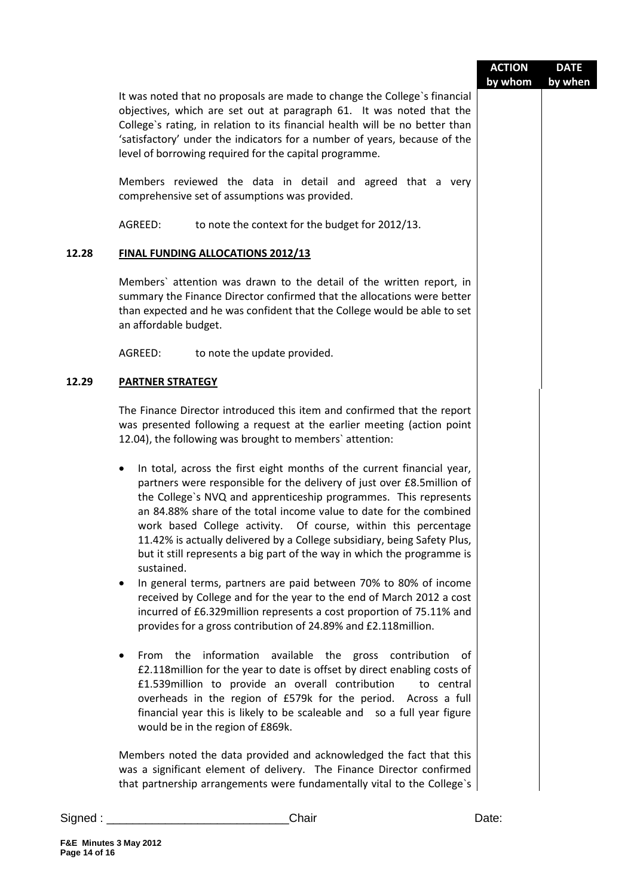| | | ACTION by whom | DATE by when |
|---|---|---|---|

It was noted that no proposals are made to change the College`s financial objectives, which are set out at paragraph 61. It was noted that the College`s rating, in relation to its financial health will be no better than 'satisfactory' under the indicators for a number of years, because of the level of borrowing required for the capital programme.

Members reviewed the data in detail and agreed that a very comprehensive set of assumptions was provided.

AGREED: to note the context for the budget for 2012/13.

**12.28 FINAL FUNDING ALLOCATIONS 2012/13**

Members` attention was drawn to the detail of the written report, in summary the Finance Director confirmed that the allocations were better than expected and he was confident that the College would be able to set an affordable budget.

AGREED: to note the update provided.

**12.29 PARTNER STRATEGY**

The Finance Director introduced this item and confirmed that the report was presented following a request at the earlier meeting (action point 12.04), the following was brought to members` attention:

- In total, across the first eight months of the current financial year, partners were responsible for the delivery of just over £8.5million of the College`s NVQ and apprenticeship programmes. This represents an 84.88% share of the total income value to date for the combined work based College activity. Of course, within this percentage 11.42% is actually delivered by a College subsidiary, being Safety Plus, but it still represents a big part of the way in which the programme is sustained.
- In general terms, partners are paid between 70% to 80% of income received by College and for the year to the end of March 2012 a cost incurred of £6.329million represents a cost proportion of 75.11% and provides for a gross contribution of 24.89% and £2.118million.
- From the information available the gross contribution of £2.118million for the year to date is offset by direct enabling costs of £1.539million to provide an overall contribution to central overheads in the region of £579k for the period. Across a full financial year this is likely to be scaleable and so a full year figure would be in the region of £869k.

Members noted the data provided and acknowledged the fact that this was a significant element of delivery. The Finance Director confirmed that partnership arrangements were fundamentally vital to the College`s

Signed : ___________________________Chair Date:

F&E Minutes 3 May 2012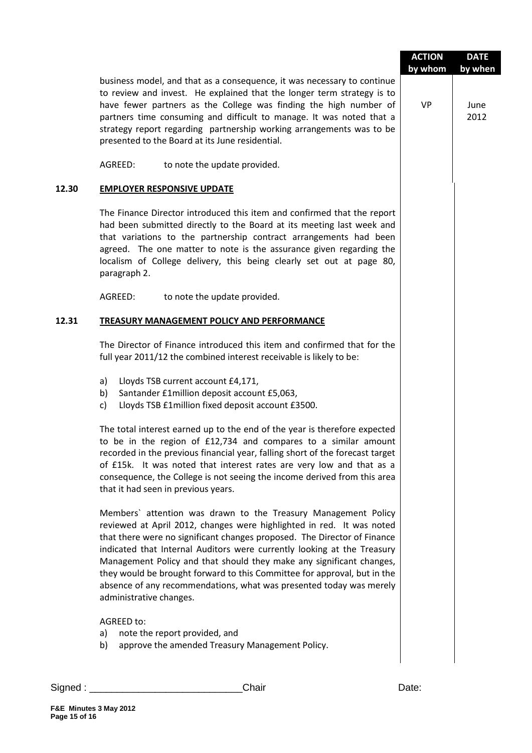| | | ACTION by whom | DATE by when |
|---|---|---|---|
| | business model, and that as a consequence, it was necessary to continue to review and invest. He explained that the longer term strategy is to have fewer partners as the College was finding the high number of partners time consuming and difficult to manage. It was noted that a strategy report regarding partnership working arrangements was to be presented to the Board at its June residential. | VP | June 2012 |
| | AGREED: to note the update provided. | | |

**12.30 EMPLOYER RESPONSIVE UPDATE**

The Finance Director introduced this item and confirmed that the report had been submitted directly to the Board at its meeting last week and that variations to the partnership contract arrangements had been agreed. The one matter to note is the assurance given regarding the localism of College delivery, this being clearly set out at page 80, paragraph 2.

AGREED: to note the update provided.

**12.31 TREASURY MANAGEMENT POLICY AND PERFORMANCE**

The Director of Finance introduced this item and confirmed that for the full year 2011/12 the combined interest receivable is likely to be:

a) Lloyds TSB current account £4,171,
b) Santander £1million deposit account £5,063,
c) Lloyds TSB £1million fixed deposit account £3500.

The total interest earned up to the end of the year is therefore expected to be in the region of £12,734 and compares to a similar amount recorded in the previous financial year, falling short of the forecast target of £15k. It was noted that interest rates are very low and that as a consequence, the College is not seeing the income derived from this area that it had seen in previous years.

Members` attention was drawn to the Treasury Management Policy reviewed at April 2012, changes were highlighted in red. It was noted that there were no significant changes proposed. The Director of Finance indicated that Internal Auditors were currently looking at the Treasury Management Policy and that should they make any significant changes, they would be brought forward to this Committee for approval, but in the absence of any recommendations, what was presented today was merely administrative changes.

AGREED to:
a) note the report provided, and
b) approve the amended Treasury Management Policy.

Signed : ____________________________Chair Date: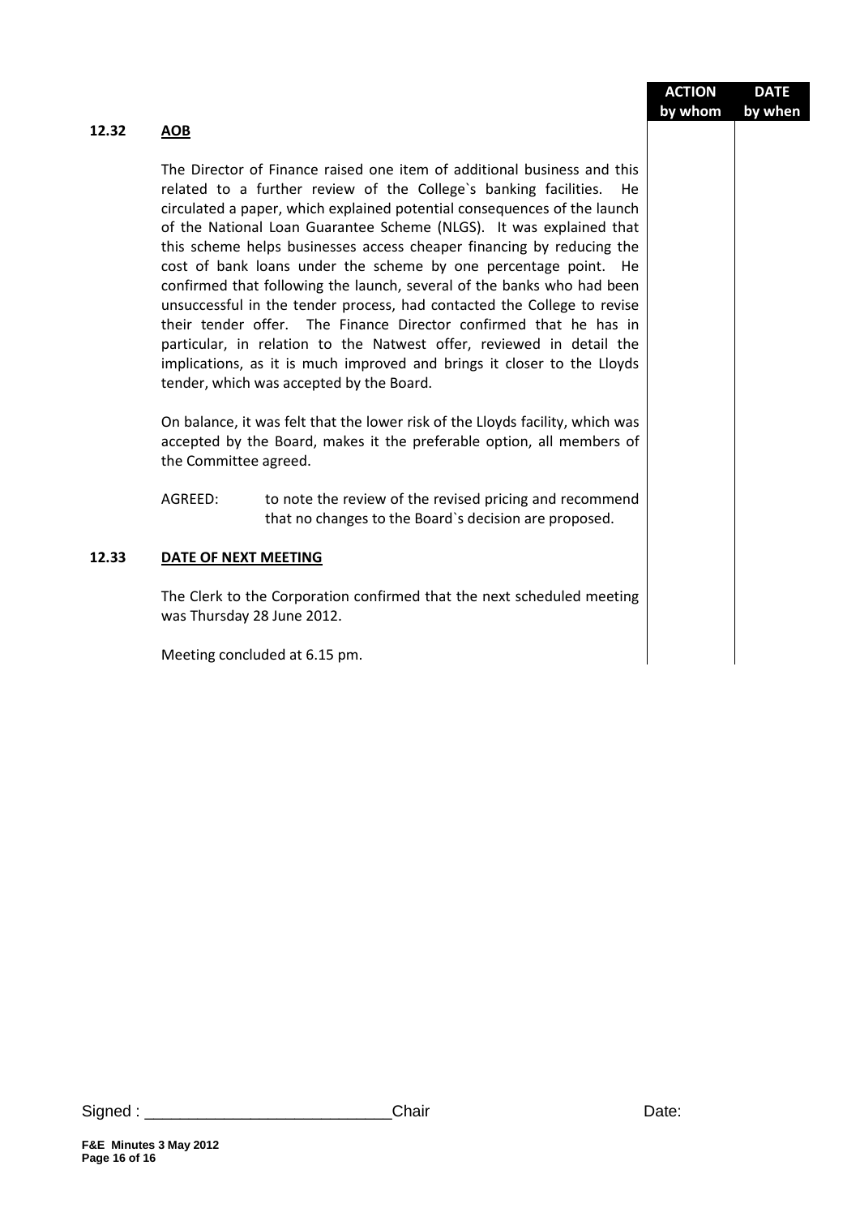| | | ACTION by whom | DATE by when |
|---|---|---|---|
| **12.32** | **AOB** | | |

The Director of Finance raised one item of additional business and this related to a further review of the College`s banking facilities. He circulated a paper, which explained potential consequences of the launch of the National Loan Guarantee Scheme (NLGS). It was explained that this scheme helps businesses access cheaper financing by reducing the cost of bank loans under the scheme by one percentage point. He confirmed that following the launch, several of the banks who had been unsuccessful in the tender process, had contacted the College to revise their tender offer. The Finance Director confirmed that he has in particular, in relation to the Natwest offer, reviewed in detail the implications, as it is much improved and brings it closer to the Lloyds tender, which was accepted by the Board.

On balance, it was felt that the lower risk of the Lloyds facility, which was accepted by the Board, makes it the preferable option, all members of the Committee agreed.

AGREED: to note the review of the revised pricing and recommend that no changes to the Board`s decision are proposed.

**12.33 DATE OF NEXT MEETING**

The Clerk to the Corporation confirmed that the next scheduled meeting was Thursday 28 June 2012.

Meeting concluded at 6.15 pm.

Signed : ___________________________Chair Date: